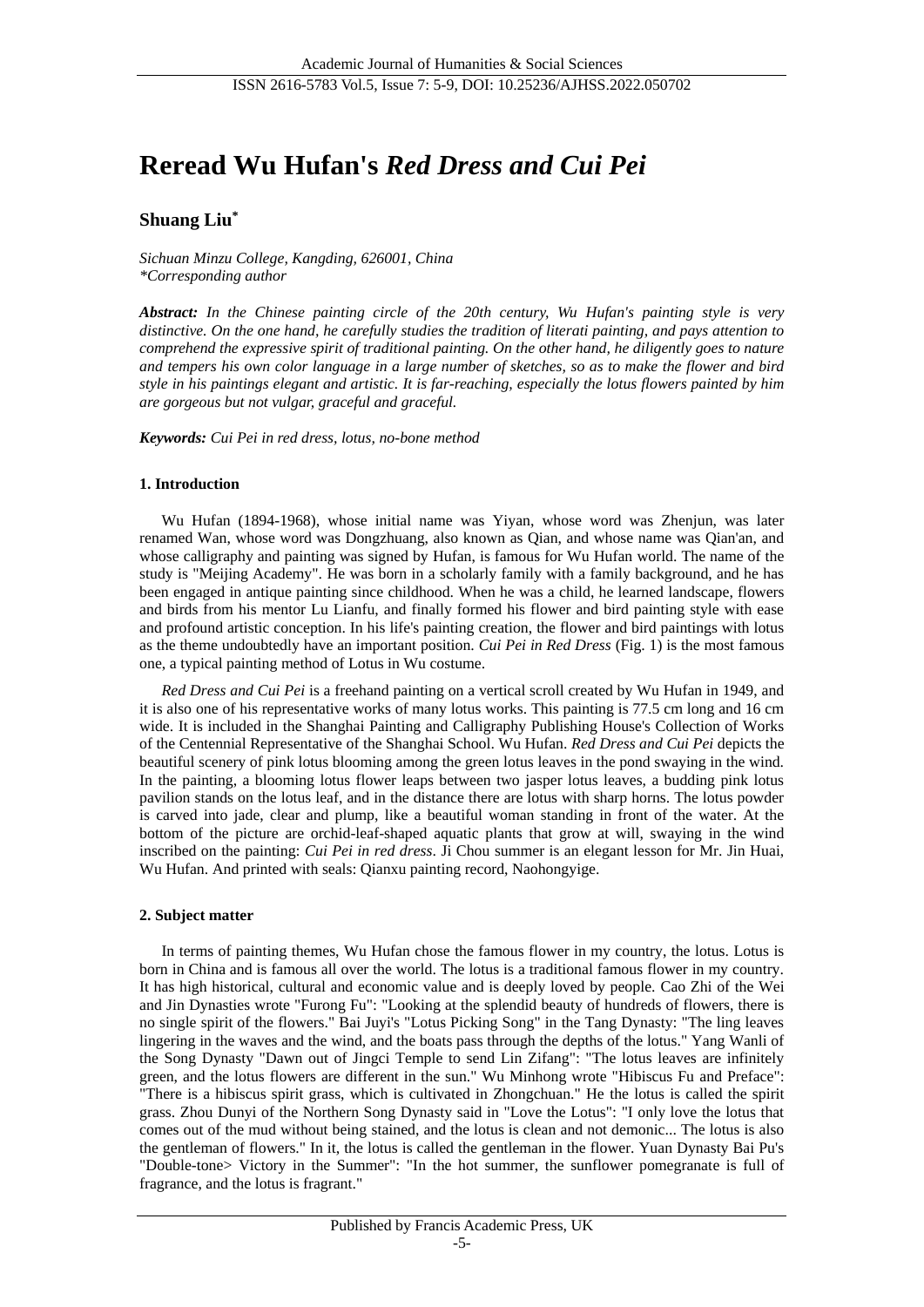# Reread Wu Hufan's *Red Dress and Cui Pei*

**Shuang Liu***

*Sichuan Minzu College, Kangding, 626001, China*
*\*Corresponding author*

***Abstract:*** *In the Chinese painting circle of the 20th century, Wu Hufan's painting style is very distinctive. On the one hand, he carefully studies the tradition of literati painting, and pays attention to comprehend the expressive spirit of traditional painting. On the other hand, he diligently goes to nature and tempers his own color language in a large number of sketches, so as to make the flower and bird style in his paintings elegant and artistic. It is far-reaching, especially the lotus flowers painted by him are gorgeous but not vulgar, graceful and graceful.*

***Keywords:*** *Cui Pei in red dress, lotus, no-bone method*

## 1. Introduction

Wu Hufan (1894-1968), whose initial name was Yiyan, whose word was Zhenjun, was later renamed Wan, whose word was Dongzhuang, also known as Qian, and whose name was Qian'an, and whose calligraphy and painting was signed by Hufan, is famous for Wu Hufan world. The name of the study is "Meijing Academy". He was born in a scholarly family with a family background, and he has been engaged in antique painting since childhood. When he was a child, he learned landscape, flowers and birds from his mentor Lu Lianfu, and finally formed his flower and bird painting style with ease and profound artistic conception. In his life's painting creation, the flower and bird paintings with lotus as the theme undoubtedly have an important position. *Cui Pei in Red Dress* (Fig. 1) is the most famous one, a typical painting method of Lotus in Wu costume.

*Red Dress and Cui Pei* is a freehand painting on a vertical scroll created by Wu Hufan in 1949, and it is also one of his representative works of many lotus works. This painting is 77.5 cm long and 16 cm wide. It is included in the Shanghai Painting and Calligraphy Publishing House's Collection of Works of the Centennial Representative of the Shanghai School. Wu Hufan. *Red Dress and Cui Pei* depicts the beautiful scenery of pink lotus blooming among the green lotus leaves in the pond swaying in the wind. In the painting, a blooming lotus flower leaps between two jasper lotus leaves, a budding pink lotus pavilion stands on the lotus leaf, and in the distance there are lotus with sharp horns. The lotus powder is carved into jade, clear and plump, like a beautiful woman standing in front of the water. At the bottom of the picture are orchid-leaf-shaped aquatic plants that grow at will, swaying in the wind inscribed on the painting: *Cui Pei in red dress*. Ji Chou summer is an elegant lesson for Mr. Jin Huai, Wu Hufan. And printed with seals: Qianxu painting record, Naohongyige.

## 2. Subject matter

In terms of painting themes, Wu Hufan chose the famous flower in my country, the lotus. Lotus is born in China and is famous all over the world. The lotus is a traditional famous flower in my country. It has high historical, cultural and economic value and is deeply loved by people. Cao Zhi of the Wei and Jin Dynasties wrote "Furong Fu": "Looking at the splendid beauty of hundreds of flowers, there is no single spirit of the flowers." Bai Juyi's "Lotus Picking Song" in the Tang Dynasty: "The ling leaves lingering in the waves and the wind, and the boats pass through the depths of the lotus." Yang Wanli of the Song Dynasty "Dawn out of Jingci Temple to send Lin Zifang": "The lotus leaves are infinitely green, and the lotus flowers are different in the sun." Wu Minhong wrote "Hibiscus Fu and Preface": "There is a hibiscus spirit grass, which is cultivated in Zhongchuan." He the lotus is called the spirit grass. Zhou Dunyi of the Northern Song Dynasty said in "Love the Lotus": "I only love the lotus that comes out of the mud without being stained, and the lotus is clean and not demonic... The lotus is also the gentleman of flowers." In it, the lotus is called the gentleman in the flower. Yuan Dynasty Bai Pu's "Double-tone> Victory in the Summer": "In the hot summer, the sunflower pomegranate is full of fragrance, and the lotus is fragrant."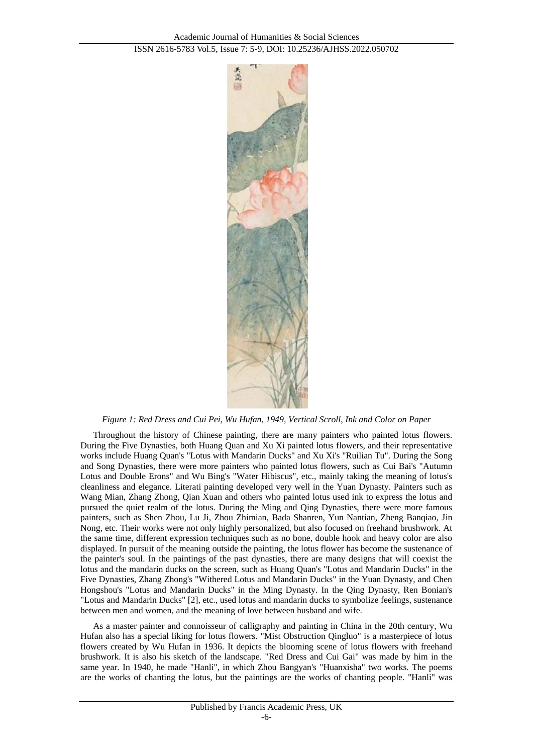*Figure 1: Red Dress and Cui Pei, Wu Hufan, 1949, Vertical Scroll, Ink and Color on Paper*

Throughout the history of Chinese painting, there are many painters who painted lotus flowers. During the Five Dynasties, both Huang Quan and Xu Xi painted lotus flowers, and their representative works include Huang Quan's "Lotus with Mandarin Ducks" and Xu Xi's "Ruilian Tu". During the Song and Song Dynasties, there were more painters who painted lotus flowers, such as Cui Bai's "Autumn Lotus and Double Erons" and Wu Bing's "Water Hibiscus", etc., mainly taking the meaning of lotus's cleanliness and elegance. Literati painting developed very well in the Yuan Dynasty. Painters such as Wang Mian, Zhang Zhong, Qian Xuan and others who painted lotus used ink to express the lotus and pursued the quiet realm of the lotus. During the Ming and Qing Dynasties, there were more famous painters, such as Shen Zhou, Lu Ji, Zhou Zhimian, Bada Shanren, Yun Nantian, Zheng Banqiao, Jin Nong, etc. Their works were not only highly personalized, but also focused on freehand brushwork. At the same time, different expression techniques such as no bone, double hook and heavy color are also displayed. In pursuit of the meaning outside the painting, the lotus flower has become the sustenance of the painter's soul. In the paintings of the past dynasties, there are many designs that will coexist the lotus and the mandarin ducks on the screen, such as Huang Quan's "Lotus and Mandarin Ducks" in the Five Dynasties, Zhang Zhong's "Withered Lotus and Mandarin Ducks" in the Yuan Dynasty, and Chen Hongshou's "Lotus and Mandarin Ducks" in the Ming Dynasty. In the Qing Dynasty, Ren Bonian's "Lotus and Mandarin Ducks" [2], etc., used lotus and mandarin ducks to symbolize feelings, sustenance between men and women, and the meaning of love between husband and wife.

As a master painter and connoisseur of calligraphy and painting in China in the 20th century, Wu Hufan also has a special liking for lotus flowers. "Mist Obstruction Qingluo" is a masterpiece of lotus flowers created by Wu Hufan in 1936. It depicts the blooming scene of lotus flowers with freehand brushwork. It is also his sketch of the landscape. "Red Dress and Cui Gai" was made by him in the same year. In 1940, he made "Hanli", in which Zhou Bangyan's "Huanxisha" two works. The poems are the works of chanting the lotus, but the paintings are the works of chanting people. "Hanli" was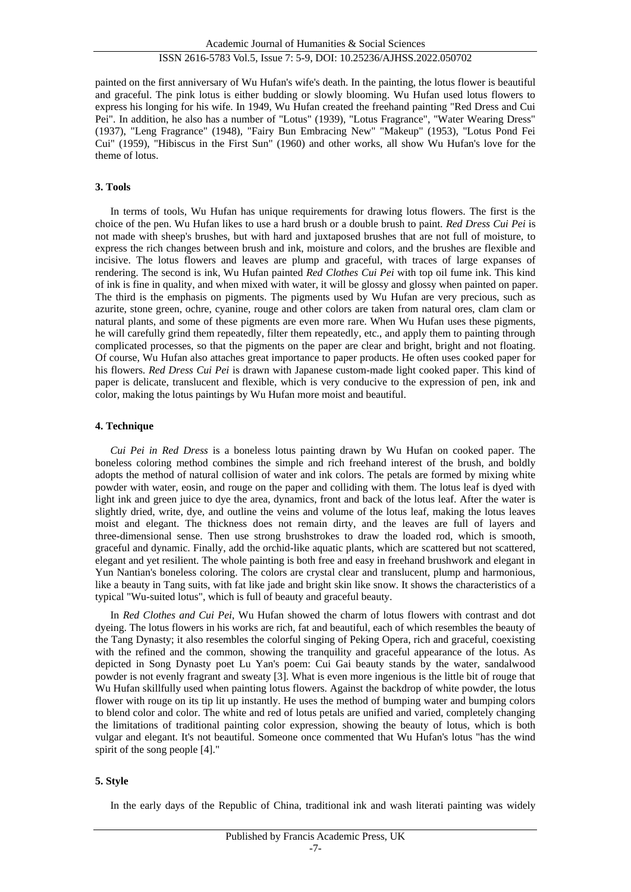painted on the first anniversary of Wu Hufan's wife's death. In the painting, the lotus flower is beautiful and graceful. The pink lotus is either budding or slowly blooming. Wu Hufan used lotus flowers to express his longing for his wife. In 1949, Wu Hufan created the freehand painting "Red Dress and Cui Pei". In addition, he also has a number of "Lotus" (1939), "Lotus Fragrance", "Water Wearing Dress" (1937), "Leng Fragrance" (1948), "Fairy Bun Embracing New" "Makeup" (1953), "Lotus Pond Fei Cui" (1959), "Hibiscus in the First Sun" (1960) and other works, all show Wu Hufan's love for the theme of lotus.

### 3. Tools

In terms of tools, Wu Hufan has unique requirements for drawing lotus flowers. The first is the choice of the pen. Wu Hufan likes to use a hard brush or a double brush to paint. *Red Dress Cui Pei* is not made with sheep's brushes, but with hard and juxtaposed brushes that are not full of moisture, to express the rich changes between brush and ink, moisture and colors, and the brushes are flexible and incisive. The lotus flowers and leaves are plump and graceful, with traces of large expanses of rendering. The second is ink, Wu Hufan painted *Red Clothes Cui Pei* with top oil fume ink. This kind of ink is fine in quality, and when mixed with water, it will be glossy and glossy when painted on paper. The third is the emphasis on pigments. The pigments used by Wu Hufan are very precious, such as azurite, stone green, ochre, cyanine, rouge and other colors are taken from natural ores, clam clam or natural plants, and some of these pigments are even more rare. When Wu Hufan uses these pigments, he will carefully grind them repeatedly, filter them repeatedly, etc., and apply them to painting through complicated processes, so that the pigments on the paper are clear and bright, bright and not floating. Of course, Wu Hufan also attaches great importance to paper products. He often uses cooked paper for his flowers. *Red Dress Cui Pei* is drawn with Japanese custom-made light cooked paper. This kind of paper is delicate, translucent and flexible, which is very conducive to the expression of pen, ink and color, making the lotus paintings by Wu Hufan more moist and beautiful.

### 4. Technique

*Cui Pei in Red Dress* is a boneless lotus painting drawn by Wu Hufan on cooked paper. The boneless coloring method combines the simple and rich freehand interest of the brush, and boldly adopts the method of natural collision of water and ink colors. The petals are formed by mixing white powder with water, eosin, and rouge on the paper and colliding with them. The lotus leaf is dyed with light ink and green juice to dye the area, dynamics, front and back of the lotus leaf. After the water is slightly dried, write, dye, and outline the veins and volume of the lotus leaf, making the lotus leaves moist and elegant. The thickness does not remain dirty, and the leaves are full of layers and three-dimensional sense. Then use strong brushstrokes to draw the loaded rod, which is smooth, graceful and dynamic. Finally, add the orchid-like aquatic plants, which are scattered but not scattered, elegant and yet resilient. The whole painting is both free and easy in freehand brushwork and elegant in Yun Nantian's boneless coloring. The colors are crystal clear and translucent, plump and harmonious, like a beauty in Tang suits, with fat like jade and bright skin like snow. It shows the characteristics of a typical "Wu-suited lotus", which is full of beauty and graceful beauty.

In *Red Clothes and Cui Pei*, Wu Hufan showed the charm of lotus flowers with contrast and dot dyeing. The lotus flowers in his works are rich, fat and beautiful, each of which resembles the beauty of the Tang Dynasty; it also resembles the colorful singing of Peking Opera, rich and graceful, coexisting with the refined and the common, showing the tranquility and graceful appearance of the lotus. As depicted in Song Dynasty poet Lu Yan's poem: Cui Gai beauty stands by the water, sandalwood powder is not evenly fragrant and sweaty [3]. What is even more ingenious is the little bit of rouge that Wu Hufan skillfully used when painting lotus flowers. Against the backdrop of white powder, the lotus flower with rouge on its tip lit up instantly. He uses the method of bumping water and bumping colors to blend color and color. The white and red of lotus petals are unified and varied, completely changing the limitations of traditional painting color expression, showing the beauty of lotus, which is both vulgar and elegant. It's not beautiful. Someone once commented that Wu Hufan's lotus "has the wind spirit of the song people [4]."

### 5. Style

In the early days of the Republic of China, traditional ink and wash literati painting was widely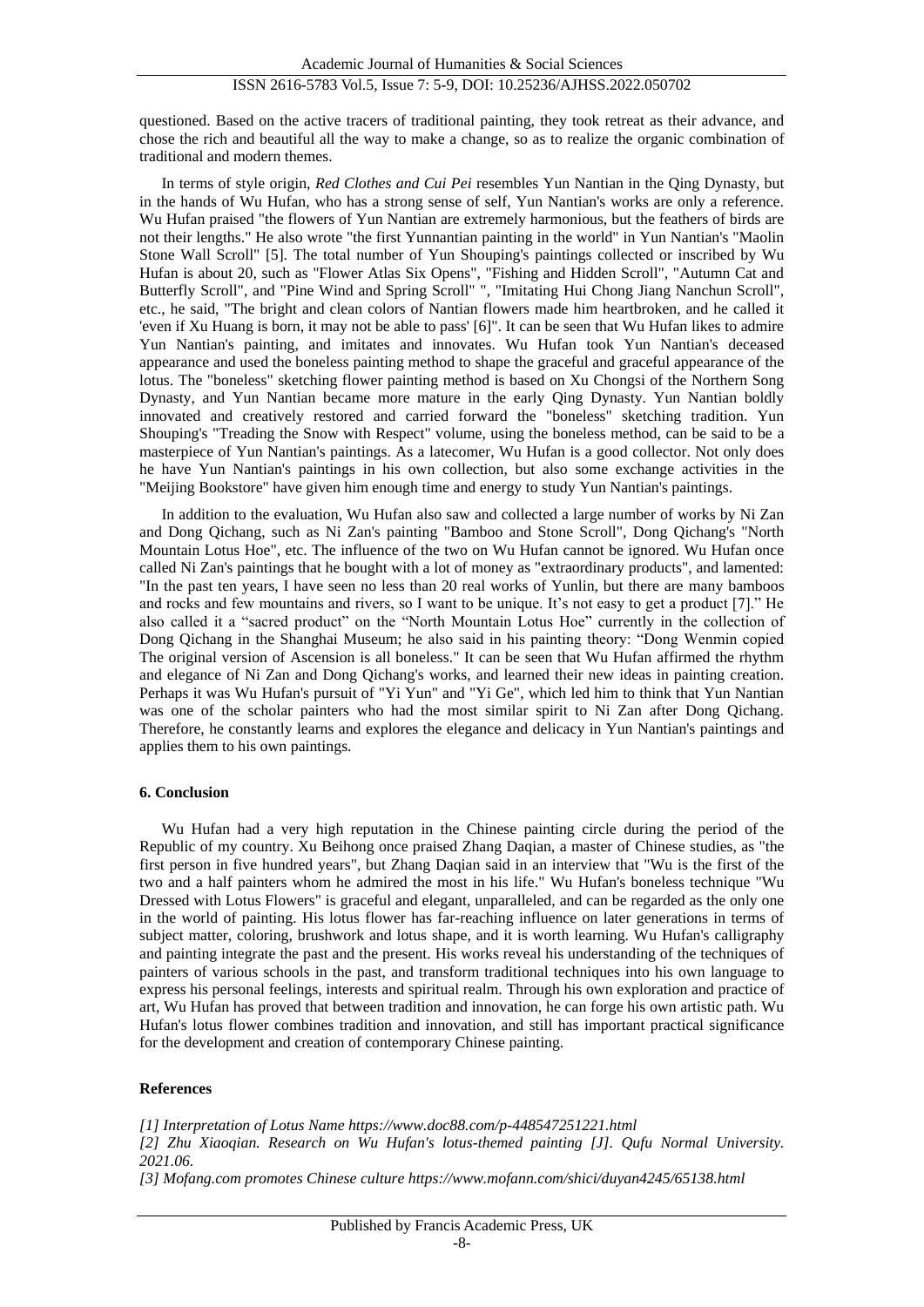questioned. Based on the active tracers of traditional painting, they took retreat as their advance, and chose the rich and beautiful all the way to make a change, so as to realize the organic combination of traditional and modern themes.

In terms of style origin, *Red Clothes and Cui Pei* resembles Yun Nantian in the Qing Dynasty, but in the hands of Wu Hufan, who has a strong sense of self, Yun Nantian's works are only a reference. Wu Hufan praised "the flowers of Yun Nantian are extremely harmonious, but the feathers of birds are not their lengths." He also wrote "the first Yunnantian painting in the world" in Yun Nantian's "Maolin Stone Wall Scroll" [5]. The total number of Yun Shouping's paintings collected or inscribed by Wu Hufan is about 20, such as "Flower Atlas Six Opens", "Fishing and Hidden Scroll", "Autumn Cat and Butterfly Scroll", and "Pine Wind and Spring Scroll" ", "Imitating Hui Chong Jiang Nanchun Scroll", etc., he said, "The bright and clean colors of Nantian flowers made him heartbroken, and he called it 'even if Xu Huang is born, it may not be able to pass' [6]". It can be seen that Wu Hufan likes to admire Yun Nantian's painting, and imitates and innovates. Wu Hufan took Yun Nantian's deceased appearance and used the boneless painting method to shape the graceful and graceful appearance of the lotus. The "boneless" sketching flower painting method is based on Xu Chongsi of the Northern Song Dynasty, and Yun Nantian became more mature in the early Qing Dynasty. Yun Nantian boldly innovated and creatively restored and carried forward the "boneless" sketching tradition. Yun Shouping's "Treading the Snow with Respect" volume, using the boneless method, can be said to be a masterpiece of Yun Nantian's paintings. As a latecomer, Wu Hufan is a good collector. Not only does he have Yun Nantian's paintings in his own collection, but also some exchange activities in the "Meijing Bookstore" have given him enough time and energy to study Yun Nantian's paintings.

In addition to the evaluation, Wu Hufan also saw and collected a large number of works by Ni Zan and Dong Qichang, such as Ni Zan's painting "Bamboo and Stone Scroll", Dong Qichang's "North Mountain Lotus Hoe", etc. The influence of the two on Wu Hufan cannot be ignored. Wu Hufan once called Ni Zan's paintings that he bought with a lot of money as "extraordinary products", and lamented: "In the past ten years, I have seen no less than 20 real works of Yunlin, but there are many bamboos and rocks and few mountains and rivers, so I want to be unique. It's not easy to get a product [7]." He also called it a "sacred product" on the "North Mountain Lotus Hoe" currently in the collection of Dong Qichang in the Shanghai Museum; he also said in his painting theory: "Dong Wenmin copied The original version of Ascension is all boneless." It can be seen that Wu Hufan affirmed the rhythm and elegance of Ni Zan and Dong Qichang's works, and learned their new ideas in painting creation. Perhaps it was Wu Hufan's pursuit of "Yi Yun" and "Yi Ge", which led him to think that Yun Nantian was one of the scholar painters who had the most similar spirit to Ni Zan after Dong Qichang. Therefore, he constantly learns and explores the elegance and delicacy in Yun Nantian's paintings and applies them to his own paintings.

## 6. Conclusion

Wu Hufan had a very high reputation in the Chinese painting circle during the period of the Republic of my country. Xu Beihong once praised Zhang Daqian, a master of Chinese studies, as "the first person in five hundred years", but Zhang Daqian said in an interview that "Wu is the first of the two and a half painters whom he admired the most in his life." Wu Hufan's boneless technique "Wu Dressed with Lotus Flowers" is graceful and elegant, unparalleled, and can be regarded as the only one in the world of painting. His lotus flower has far-reaching influence on later generations in terms of subject matter, coloring, brushwork and lotus shape, and it is worth learning. Wu Hufan's calligraphy and painting integrate the past and the present. His works reveal his understanding of the techniques of painters of various schools in the past, and transform traditional techniques into his own language to express his personal feelings, interests and spiritual realm. Through his own exploration and practice of art, Wu Hufan has proved that between tradition and innovation, he can forge his own artistic path. Wu Hufan's lotus flower combines tradition and innovation, and still has important practical significance for the development and creation of contemporary Chinese painting.

## References

*[1] Interpretation of Lotus Name https://www.doc88.com/p-448547251221.html*

*[2] Zhu Xiaoqian. Research on Wu Hufan's lotus-themed painting [J]. Qufu Normal University. 2021.06.*

*[3] Mofang.com promotes Chinese culture https://www.mofann.com/shici/duyan4245/65138.html*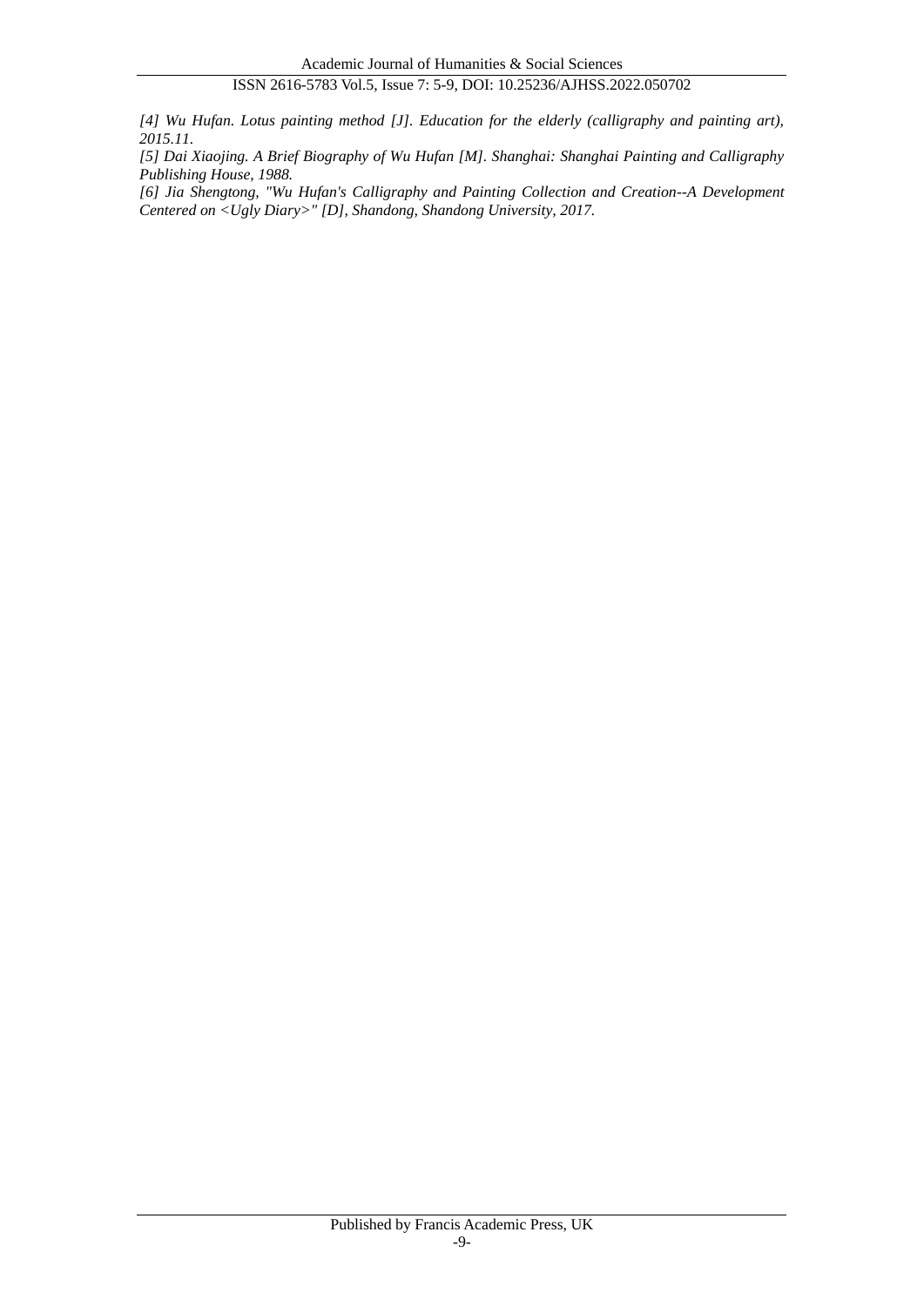*[4] Wu Hufan. Lotus painting method [J]. Education for the elderly (calligraphy and painting art), 2015.11.*

*[5] Dai Xiaojing. A Brief Biography of Wu Hufan [M]. Shanghai: Shanghai Painting and Calligraphy Publishing House, 1988.*

*[6] Jia Shengtong, "Wu Hufan's Calligraphy and Painting Collection and Creation--A Development Centered on <Ugly Diary>" [D], Shandong, Shandong University, 2017.*